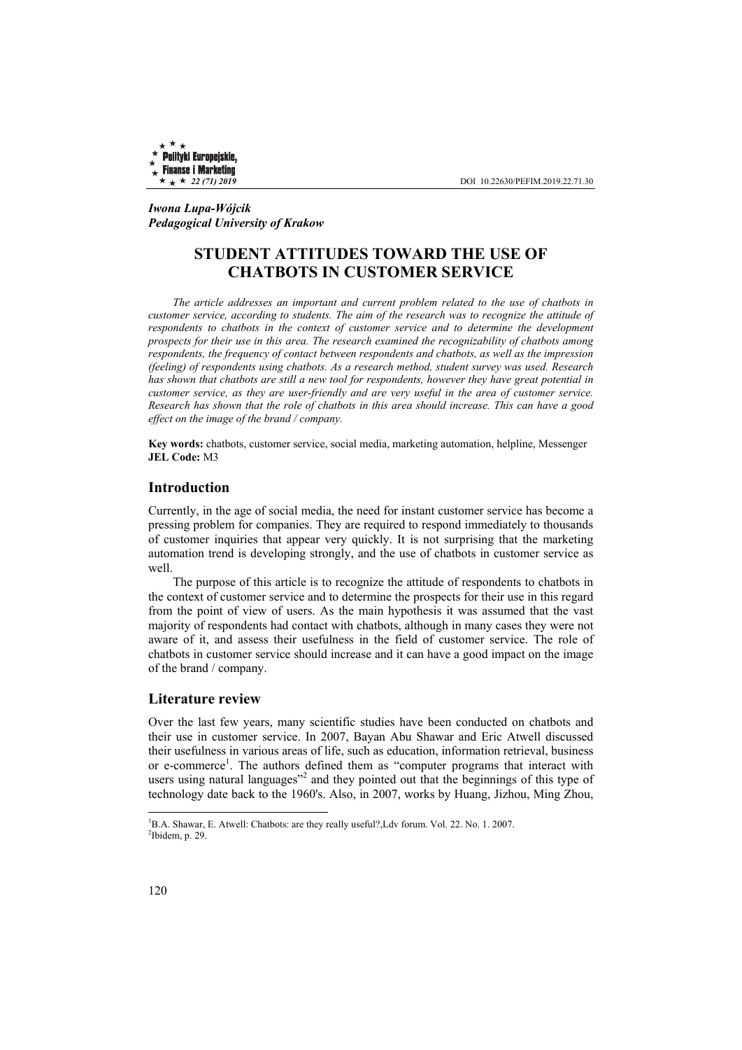*Iwona Lupa-Wójcik*
*Pedagogical University of Krakow*

# STUDENT ATTITUDES TOWARD THE USE OF CHATBOTS IN CUSTOMER SERVICE

*The article addresses an important and current problem related to the use of chatbots in customer service, according to students. The aim of the research was to recognize the attitude of respondents to chatbots in the context of customer service and to determine the development prospects for their use in this area. The research examined the recognizability of chatbots among respondents, the frequency of contact between respondents and chatbots, as well as the impression (feeling) of respondents using chatbots. As a research method, student survey was used. Research has shown that chatbots are still a new tool for respondents, however they have great potential in customer service, as they are user-friendly and are very useful in the area of customer service. Research has shown that the role of chatbots in this area should increase. This can have a good effect on the image of the brand / company.*

**Key words:** chatbots, customer service, social media, marketing automation, helpline, Messenger
**JEL Code:** M3

## Introduction

Currently, in the age of social media, the need for instant customer service has become a pressing problem for companies. They are required to respond immediately to thousands of customer inquiries that appear very quickly. It is not surprising that the marketing automation trend is developing strongly, and the use of chatbots in customer service as well.

The purpose of this article is to recognize the attitude of respondents to chatbots in the context of customer service and to determine the prospects for their use in this regard from the point of view of users. As the main hypothesis it was assumed that the vast majority of respondents had contact with chatbots, although in many cases they were not aware of it, and assess their usefulness in the field of customer service. The role of chatbots in customer service should increase and it can have a good impact on the image of the brand / company.

## Literature review

Over the last few years, many scientific studies have been conducted on chatbots and their use in customer service. In 2007, Bayan Abu Shawar and Eric Atwell discussed their usefulness in various areas of life, such as education, information retrieval, business or e-commerce[1]. The authors defined them as "computer programs that interact with users using natural languages"[2] and they pointed out that the beginnings of this type of technology date back to the 1960's. Also, in 2007, works by Huang, Jizhou, Ming Zhou,

[1] B.A. Shawar, E. Atwell: Chatbots: are they really useful?,Ldv forum. Vol. 22. No. 1. 2007.
[2] Ibidem, p. 29.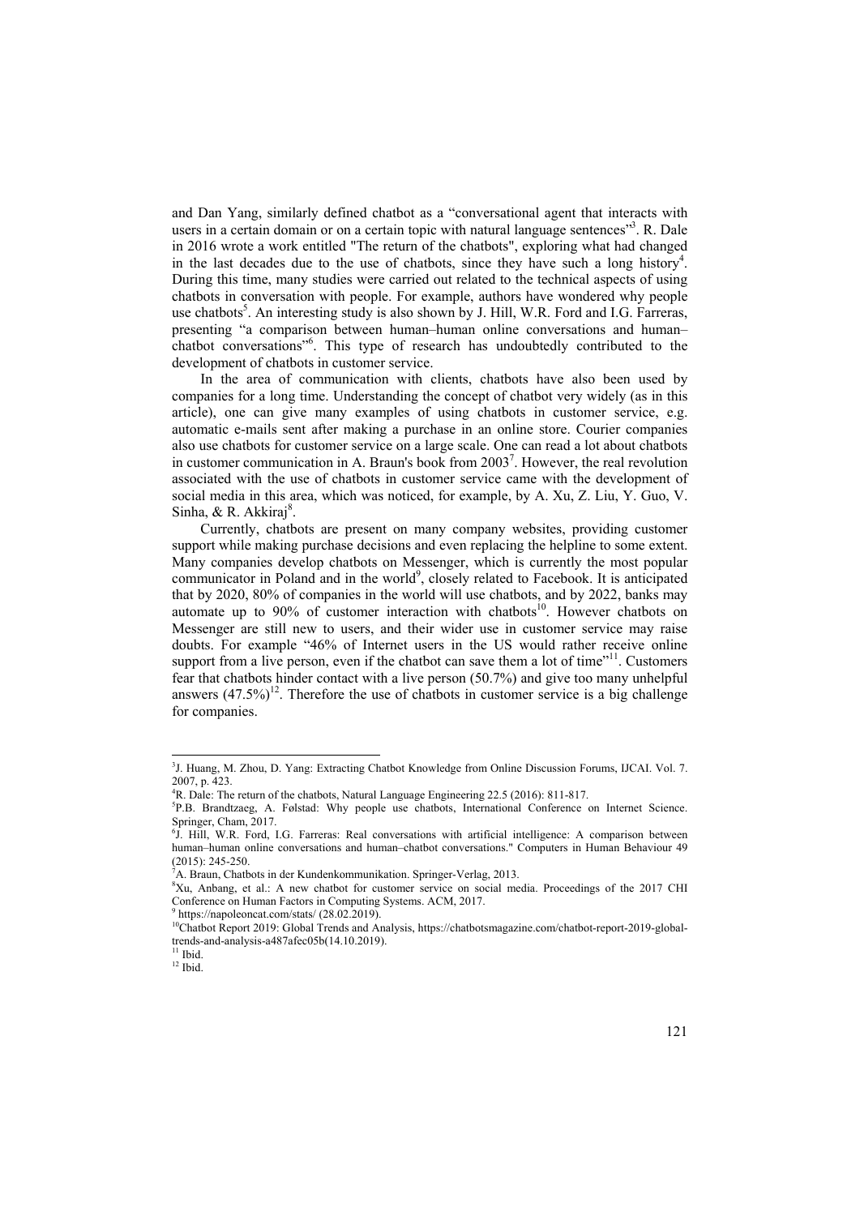and Dan Yang, similarly defined chatbot as a "conversational agent that interacts with users in a certain domain or on a certain topic with natural language sentences"[3]. R. Dale in 2016 wrote a work entitled "The return of the chatbots", exploring what had changed in the last decades due to the use of chatbots, since they have such a long history[4]. During this time, many studies were carried out related to the technical aspects of using chatbots in conversation with people. For example, authors have wondered why people use chatbots[5]. An interesting study is also shown by J. Hill, W.R. Ford and I.G. Farreras, presenting "a comparison between human–human online conversations and human–chatbot conversations"[6]. This type of research has undoubtedly contributed to the development of chatbots in customer service.

In the area of communication with clients, chatbots have also been used by companies for a long time. Understanding the concept of chatbot very widely (as in this article), one can give many examples of using chatbots in customer service, e.g. automatic e-mails sent after making a purchase in an online store. Courier companies also use chatbots for customer service on a large scale. One can read a lot about chatbots in customer communication in A. Braun's book from 2003[7]. However, the real revolution associated with the use of chatbots in customer service came with the development of social media in this area, which was noticed, for example, by A. Xu, Z. Liu, Y. Guo, V. Sinha, & R. Akkiraj[8].

Currently, chatbots are present on many company websites, providing customer support while making purchase decisions and even replacing the helpline to some extent. Many companies develop chatbots on Messenger, which is currently the most popular communicator in Poland and in the world[9], closely related to Facebook. It is anticipated that by 2020, 80% of companies in the world will use chatbots, and by 2022, banks may automate up to 90% of customer interaction with chatbots[10]. However chatbots on Messenger are still new to users, and their wider use in customer service may raise doubts. For example "46% of Internet users in the US would rather receive online support from a live person, even if the chatbot can save them a lot of time"[11]. Customers fear that chatbots hinder contact with a live person (50.7%) and give too many unhelpful answers (47.5%)[12]. Therefore the use of chatbots in customer service is a big challenge for companies.

---

[3] J. Huang, M. Zhou, D. Yang: Extracting Chatbot Knowledge from Online Discussion Forums, IJCAI. Vol. 7. 2007, p. 423.

[4] R. Dale: The return of the chatbots, Natural Language Engineering 22.5 (2016): 811-817.

[5] P.B. Brandtzaeg, A. Følstad: Why people use chatbots, International Conference on Internet Science. Springer, Cham, 2017.

[6] J. Hill, W.R. Ford, I.G. Farreras: Real conversations with artificial intelligence: A comparison between human–human online conversations and human–chatbot conversations." Computers in Human Behaviour 49 (2015): 245-250.

[7] A. Braun, Chatbots in der Kundenkommunikation. Springer-Verlag, 2013.

[8] Xu, Anbang, et al.: A new chatbot for customer service on social media. Proceedings of the 2017 CHI Conference on Human Factors in Computing Systems. ACM, 2017.

[9] https://napoleoncat.com/stats/ (28.02.2019).

[10] Chatbot Report 2019: Global Trends and Analysis, https://chatbotsmagazine.com/chatbot-report-2019-global-trends-and-analysis-a487afec05b(14.10.2019).

[11] Ibid.

[12] Ibid.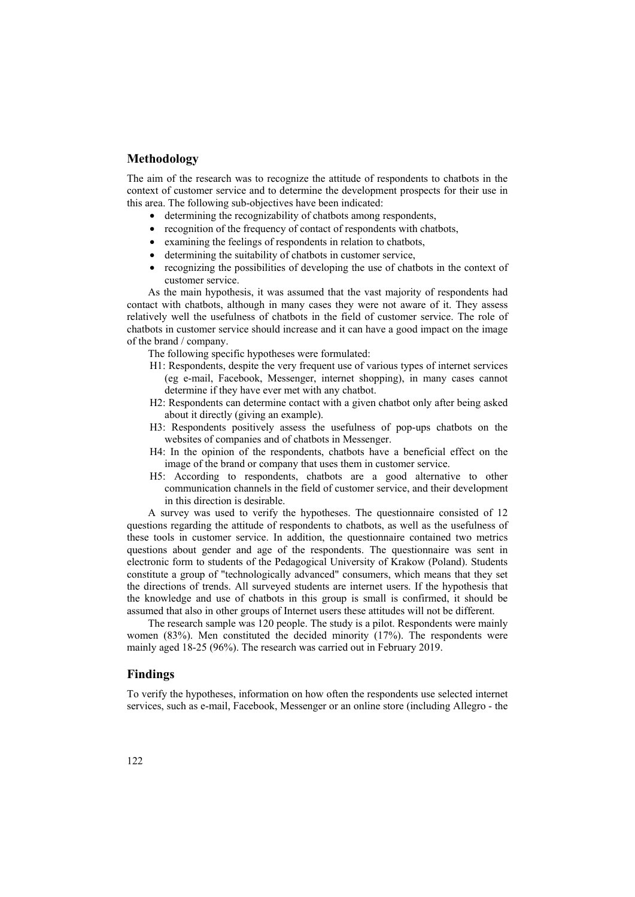## Methodology

The aim of the research was to recognize the attitude of respondents to chatbots in the context of customer service and to determine the development prospects for their use in this area. The following sub-objectives have been indicated:

- determining the recognizability of chatbots among respondents,
- recognition of the frequency of contact of respondents with chatbots,
- examining the feelings of respondents in relation to chatbots,
- determining the suitability of chatbots in customer service,
- recognizing the possibilities of developing the use of chatbots in the context of customer service.

As the main hypothesis, it was assumed that the vast majority of respondents had contact with chatbots, although in many cases they were not aware of it. They assess relatively well the usefulness of chatbots in the field of customer service. The role of chatbots in customer service should increase and it can have a good impact on the image of the brand / company.

The following specific hypotheses were formulated:

H1: Respondents, despite the very frequent use of various types of internet services (eg e-mail, Facebook, Messenger, internet shopping), in many cases cannot determine if they have ever met with any chatbot.

H2: Respondents can determine contact with a given chatbot only after being asked about it directly (giving an example).

H3: Respondents positively assess the usefulness of pop-ups chatbots on the websites of companies and of chatbots in Messenger.

H4: In the opinion of the respondents, chatbots have a beneficial effect on the image of the brand or company that uses them in customer service.

H5: According to respondents, chatbots are a good alternative to other communication channels in the field of customer service, and their development in this direction is desirable.

A survey was used to verify the hypotheses. The questionnaire consisted of 12 questions regarding the attitude of respondents to chatbots, as well as the usefulness of these tools in customer service. In addition, the questionnaire contained two metrics questions about gender and age of the respondents. The questionnaire was sent in electronic form to students of the Pedagogical University of Krakow (Poland). Students constitute a group of "technologically advanced" consumers, which means that they set the directions of trends. All surveyed students are internet users. If the hypothesis that the knowledge and use of chatbots in this group is small is confirmed, it should be assumed that also in other groups of Internet users these attitudes will not be different.

The research sample was 120 people. The study is a pilot. Respondents were mainly women (83%). Men constituted the decided minority (17%). The respondents were mainly aged 18-25 (96%). The research was carried out in February 2019.

## Findings

To verify the hypotheses, information on how often the respondents use selected internet services, such as e-mail, Facebook, Messenger or an online store (including Allegro - the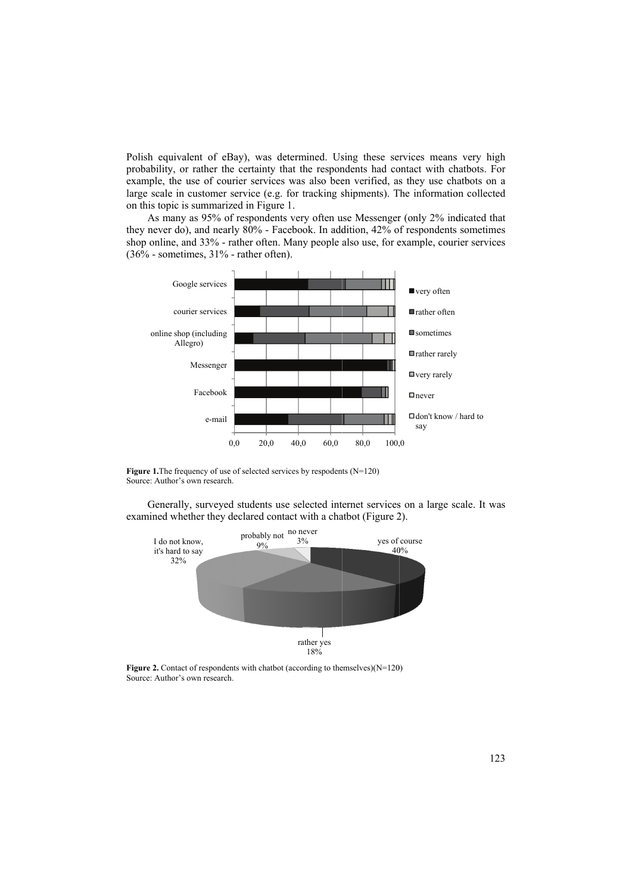Polish equivalent of eBay), was determined. Using these services means very high probability, or rather the certainty that the respondents had contact with chatbots. For example, the use of courier services was also been verified, as they use chatbots on a large scale in customer service (e.g. for tracking shipments). The information collected on this topic is summarized in Figure 1.

As many as 95% of respondents very often use Messenger (only 2% indicated that they never do), and nearly 80% - Facebook. In addition, 42% of respondents sometimes shop online, and 33% - rather often. Many people also use, for example, courier services (36% - sometimes, 31% - rather often).

**Figure 1.** The frequency of use of selected services by respodents (N=120)
Source: Author's own research.

Generally, surveyed students use selected internet services on a large scale. It was examined whether they declared contact with a chatbot (Figure 2).

**Figure 2.** Contact of respondents with chatbot (according to themselves)(N=120)
Source: Author's own research.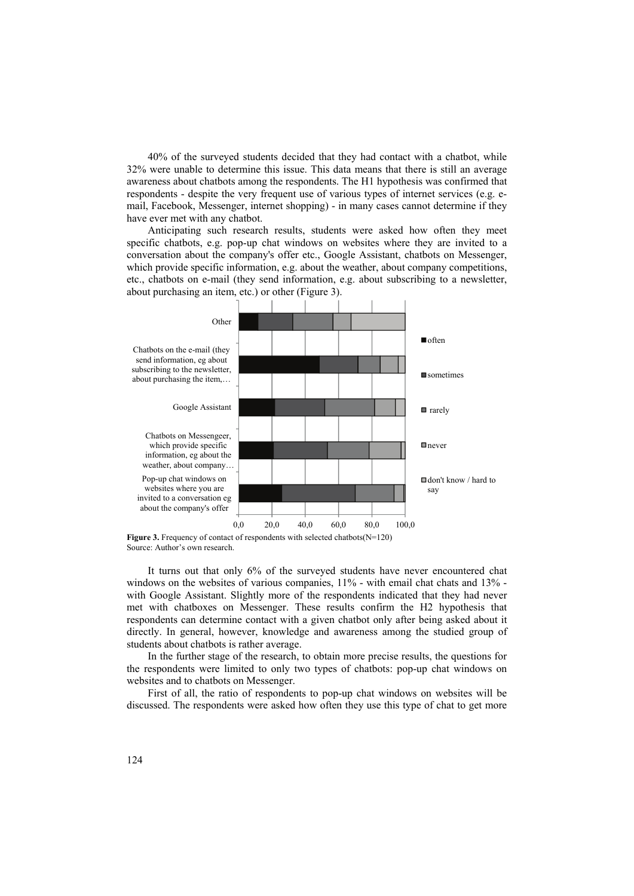40% of the surveyed students decided that they had contact with a chatbot, while 32% were unable to determine this issue. This data means that there is still an average awareness about chatbots among the respondents. The H1 hypothesis was confirmed that respondents - despite the very frequent use of various types of internet services (e.g. e-mail, Facebook, Messenger, internet shopping) - in many cases cannot determine if they have ever met with any chatbot.

Anticipating such research results, students were asked how often they meet specific chatbots, e.g. pop-up chat windows on websites where they are invited to a conversation about the company's offer etc., Google Assistant, chatbots on Messenger, which provide specific information, e.g. about the weather, about company competitions, etc., chatbots on e-mail (they send information, e.g. about subscribing to a newsletter, about purchasing an item, etc.) or other (Figure 3).

**Figure 3.** Frequency of contact of respondents with selected chatbots(N=120)
Source: Author's own research.

It turns out that only 6% of the surveyed students have never encountered chat windows on the websites of various companies, 11% - with email chat chats and 13% - with Google Assistant. Slightly more of the respondents indicated that they had never met with chatboxes on Messenger. These results confirm the H2 hypothesis that respondents can determine contact with a given chatbot only after being asked about it directly. In general, however, knowledge and awareness among the studied group of students about chatbots is rather average.

In the further stage of the research, to obtain more precise results, the questions for the respondents were limited to only two types of chatbots: pop-up chat windows on websites and to chatbots on Messenger.

First of all, the ratio of respondents to pop-up chat windows on websites will be discussed. The respondents were asked how often they use this type of chat to get more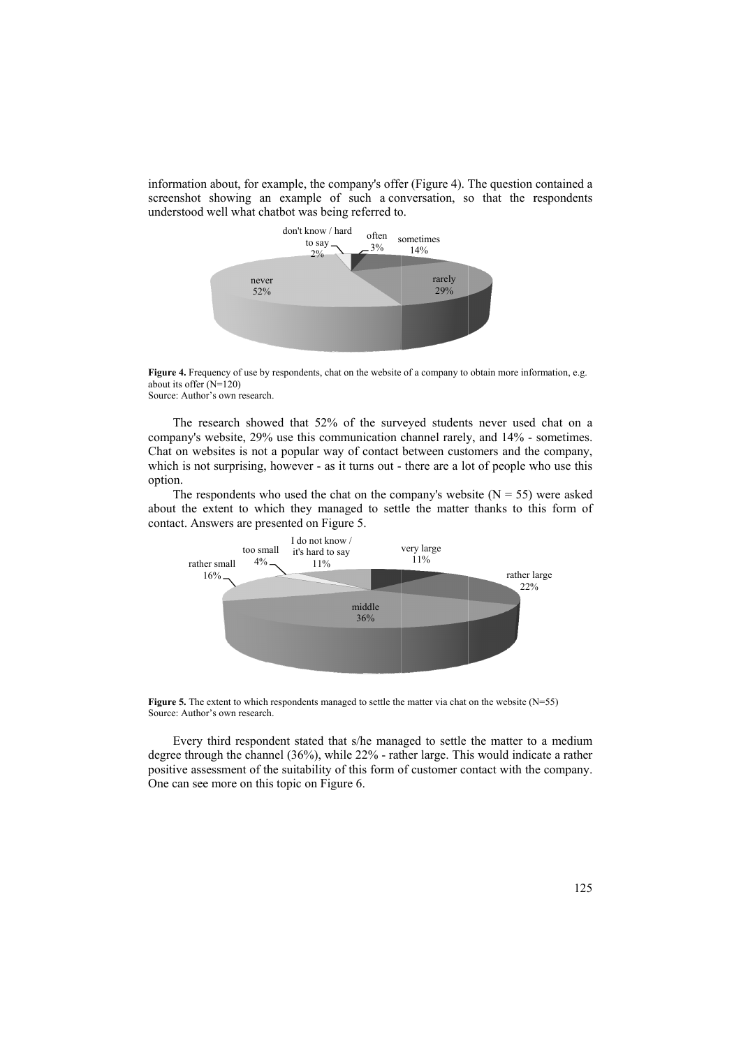information about, for example, the company's offer (Figure 4). The question contained a screenshot showing an example of such a conversation, so that the respondents understood well what chatbot was being referred to.

**Figure 4.** Frequency of use by respondents, chat on the website of a company to obtain more information, e.g. about its offer (N=120)
Source: Author's own research.

The research showed that 52% of the surveyed students never used chat on a company's website, 29% use this communication channel rarely, and 14% - sometimes. Chat on websites is not a popular way of contact between customers and the company, which is not surprising, however - as it turns out - there are a lot of people who use this option.

The respondents who used the chat on the company's website (N = 55) were asked about the extent to which they managed to settle the matter thanks to this form of contact. Answers are presented on Figure 5.

**Figure 5.** The extent to which respondents managed to settle the matter via chat on the website (N=55)
Source: Author's own research.

Every third respondent stated that s/he managed to settle the matter to a medium degree through the channel (36%), while 22% - rather large. This would indicate a rather positive assessment of the suitability of this form of customer contact with the company. One can see more on this topic on Figure 6.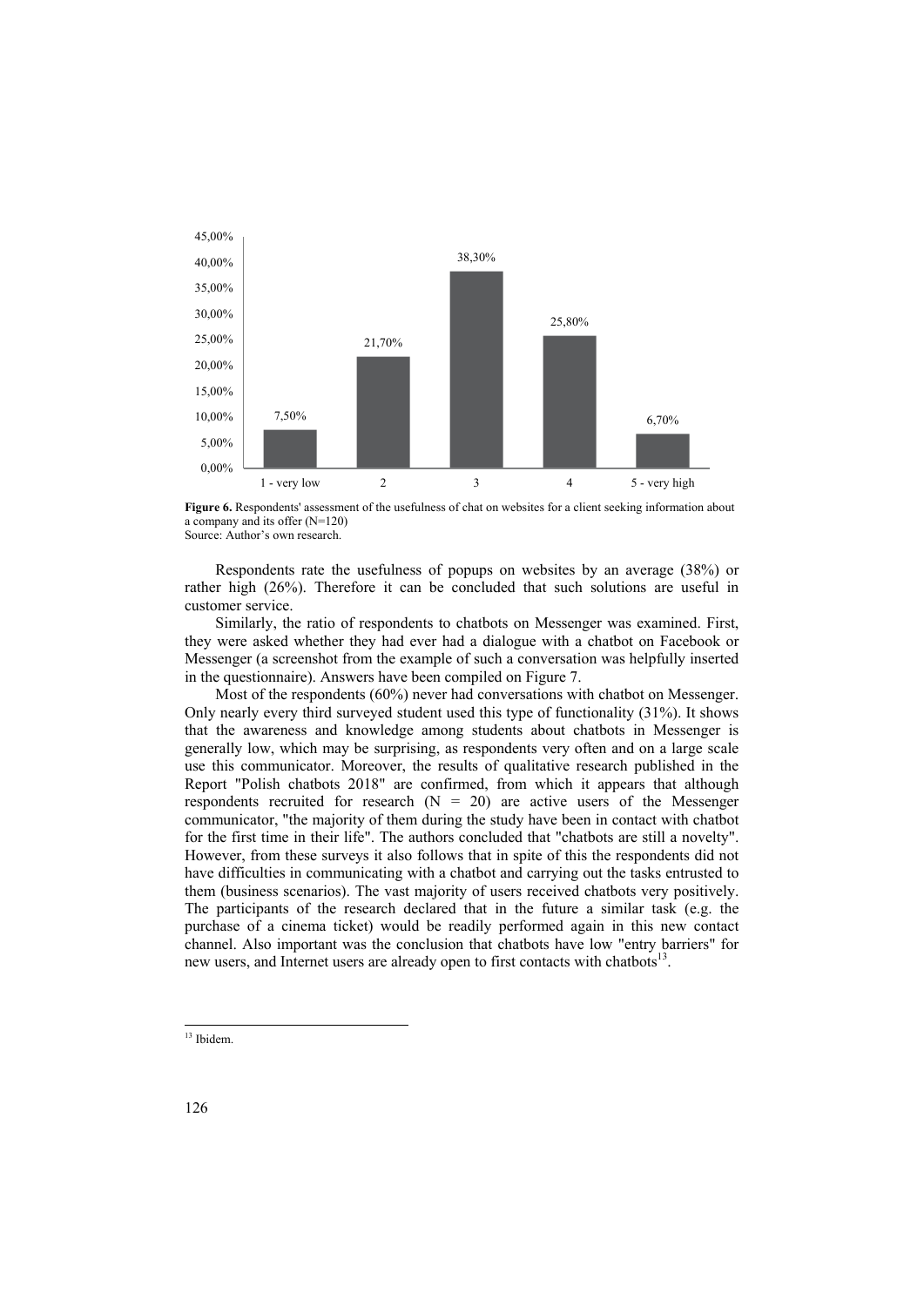| 1 - very low | 2 | 3 | 4 | 5 - very high |
|---|---|---|---|---|
| 7,50% | 21,70% | 38,30% | 25,80% | 6,70% |

**Figure 6.** Respondents' assessment of the usefulness of chat on websites for a client seeking information about a company and its offer (N=120)
Source: Author's own research.

Respondents rate the usefulness of popups on websites by an average (38%) or rather high (26%). Therefore it can be concluded that such solutions are useful in customer service.

Similarly, the ratio of respondents to chatbots on Messenger was examined. First, they were asked whether they had ever had a dialogue with a chatbot on Facebook or Messenger (a screenshot from the example of such a conversation was helpfully inserted in the questionnaire). Answers have been compiled on Figure 7.

Most of the respondents (60%) never had conversations with chatbot on Messenger. Only nearly every third surveyed student used this type of functionality (31%). It shows that the awareness and knowledge among students about chatbots in Messenger is generally low, which may be surprising, as respondents very often and on a large scale use this communicator. Moreover, the results of qualitative research published in the Report "Polish chatbots 2018" are confirmed, from which it appears that although respondents recruited for research (N = 20) are active users of the Messenger communicator, "the majority of them during the study have been in contact with chatbot for the first time in their life". The authors concluded that "chatbots are still a novelty". However, from these surveys it also follows that in spite of this the respondents did not have difficulties in communicating with a chatbot and carrying out the tasks entrusted to them (business scenarios). The vast majority of users received chatbots very positively. The participants of the research declared that in the future a similar task (e.g. the purchase of a cinema ticket) would be readily performed again in this new contact channel. Also important was the conclusion that chatbots have low "entry barriers" for new users, and Internet users are already open to first contacts with chatbots[13].

[13] Ibidem.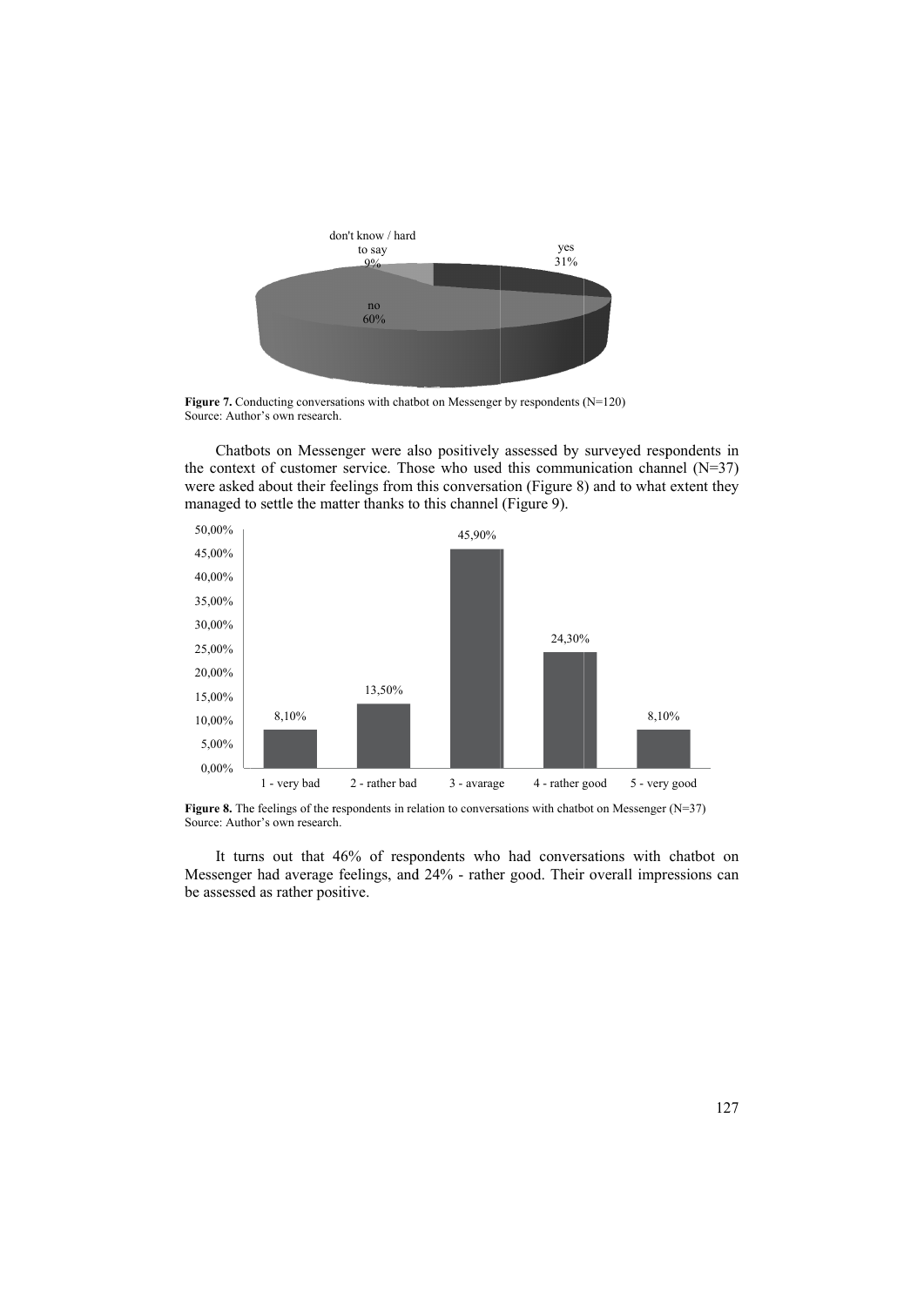**Figure 7.** Conducting conversations with chatbot on Messenger by respondents (N=120)
Source: Author's own research.

Chatbots on Messenger were also positively assessed by surveyed respondents in the context of customer service. Those who used this communication channel (N=37) were asked about their feelings from this conversation (Figure 8) and to what extent they managed to settle the matter thanks to this channel (Figure 9).

**Figure 8.** The feelings of the respondents in relation to conversations with chatbot on Messenger (N=37)
Source: Author's own research.

It turns out that 46% of respondents who had conversations with chatbot on Messenger had average feelings, and 24% - rather good. Their overall impressions can be assessed as rather positive.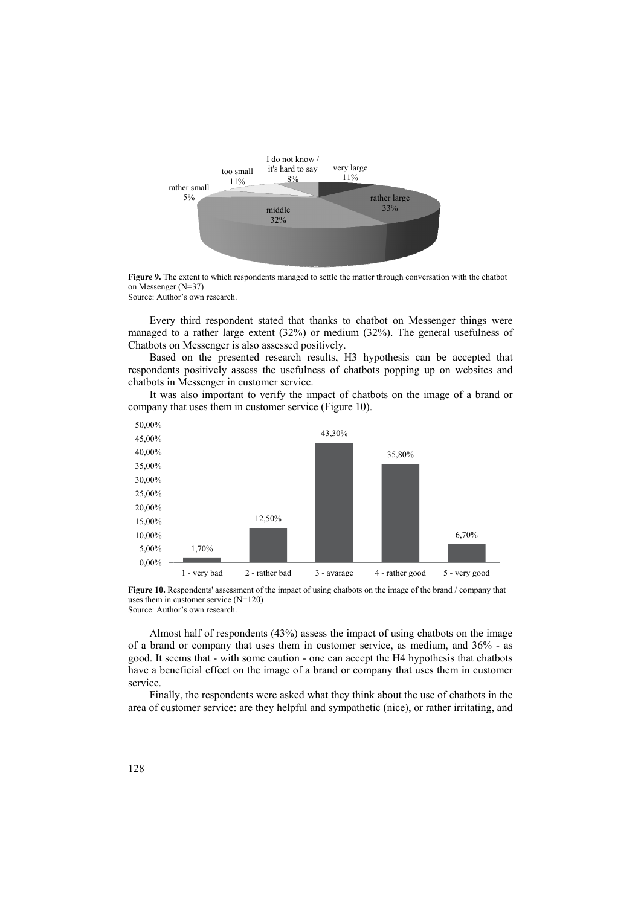**Figure 9.** The extent to which respondents managed to settle the matter through conversation with the chatbot on Messenger (N=37)
Source: Author's own research.

Every third respondent stated that thanks to chatbot on Messenger things were managed to a rather large extent (32%) or medium (32%). The general usefulness of Chatbots on Messenger is also assessed positively.

Based on the presented research results, H3 hypothesis can be accepted that respondents positively assess the usefulness of chatbots popping up on websites and chatbots in Messenger in customer service.

It was also important to verify the impact of chatbots on the image of a brand or company that uses them in customer service (Figure 10).

**Figure 10.** Respondents' assessment of the impact of using chatbots on the image of the brand / company that uses them in customer service (N=120)
Source: Author's own research.

Almost half of respondents (43%) assess the impact of using chatbots on the image of a brand or company that uses them in customer service, as medium, and 36% - as good. It seems that - with some caution - one can accept the H4 hypothesis that chatbots have a beneficial effect on the image of a brand or company that uses them in customer service.

Finally, the respondents were asked what they think about the use of chatbots in the area of customer service: are they helpful and sympathetic (nice), or rather irritating, and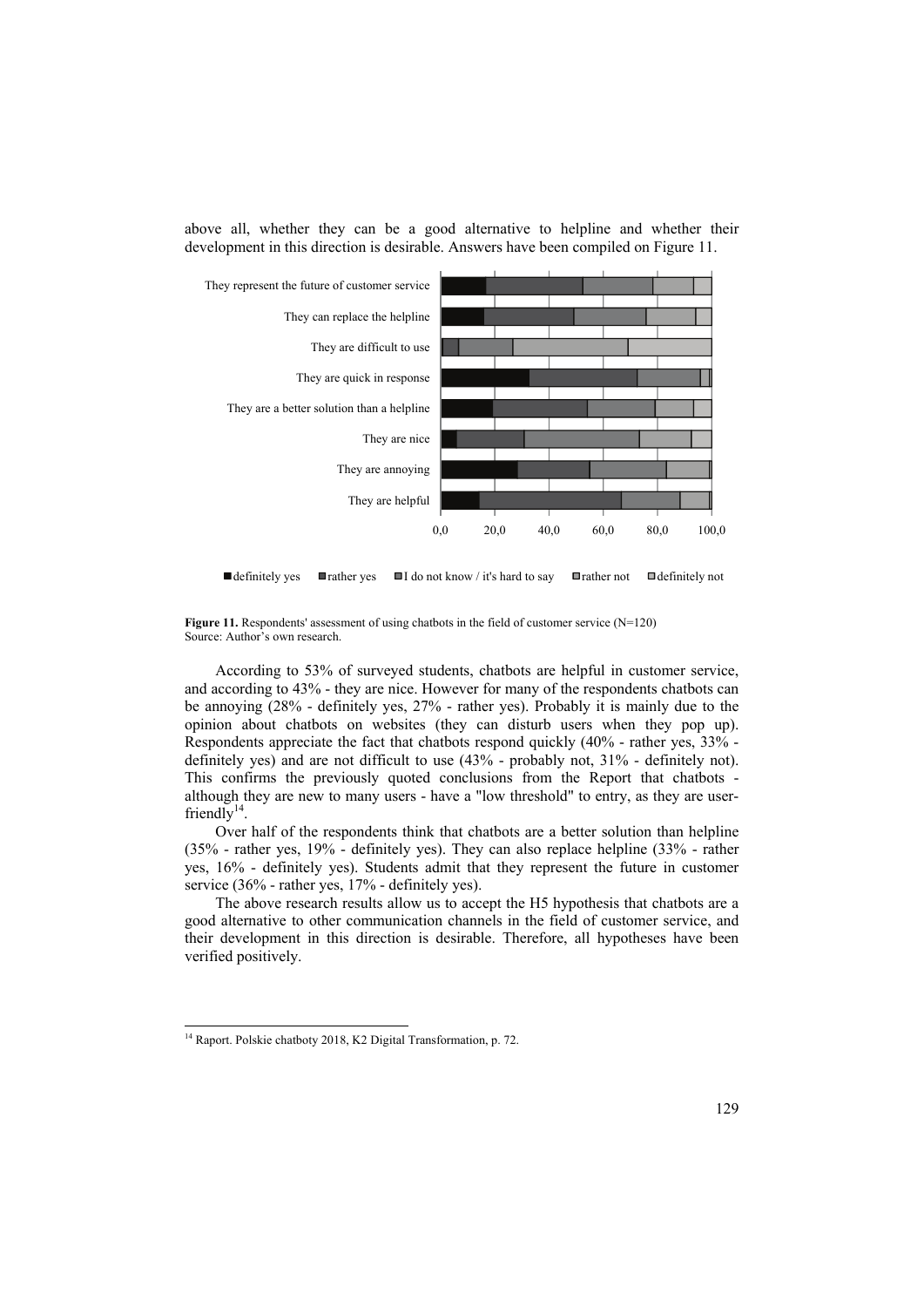above all, whether they can be a good alternative to helpline and whether their development in this direction is desirable. Answers have been compiled on Figure 11.

**Figure 11.** Respondents' assessment of using chatbots in the field of customer service (N=120)
Source: Author's own research.

According to 53% of surveyed students, chatbots are helpful in customer service, and according to 43% - they are nice. However for many of the respondents chatbots can be annoying (28% - definitely yes, 27% - rather yes). Probably it is mainly due to the opinion about chatbots on websites (they can disturb users when they pop up). Respondents appreciate the fact that chatbots respond quickly (40% - rather yes, 33% - definitely yes) and are not difficult to use (43% - probably not, 31% - definitely not). This confirms the previously quoted conclusions from the Report that chatbots - although they are new to many users - have a "low threshold" to entry, as they are user-friendly[14].

Over half of the respondents think that chatbots are a better solution than helpline (35% - rather yes, 19% - definitely yes). They can also replace helpline (33% - rather yes, 16% - definitely yes). Students admit that they represent the future in customer service (36% - rather yes, 17% - definitely yes).

The above research results allow us to accept the H5 hypothesis that chatbots are a good alternative to other communication channels in the field of customer service, and their development in this direction is desirable. Therefore, all hypotheses have been verified positively.

---

[14] Raport. Polskie chatboty 2018, K2 Digital Transformation, p. 72.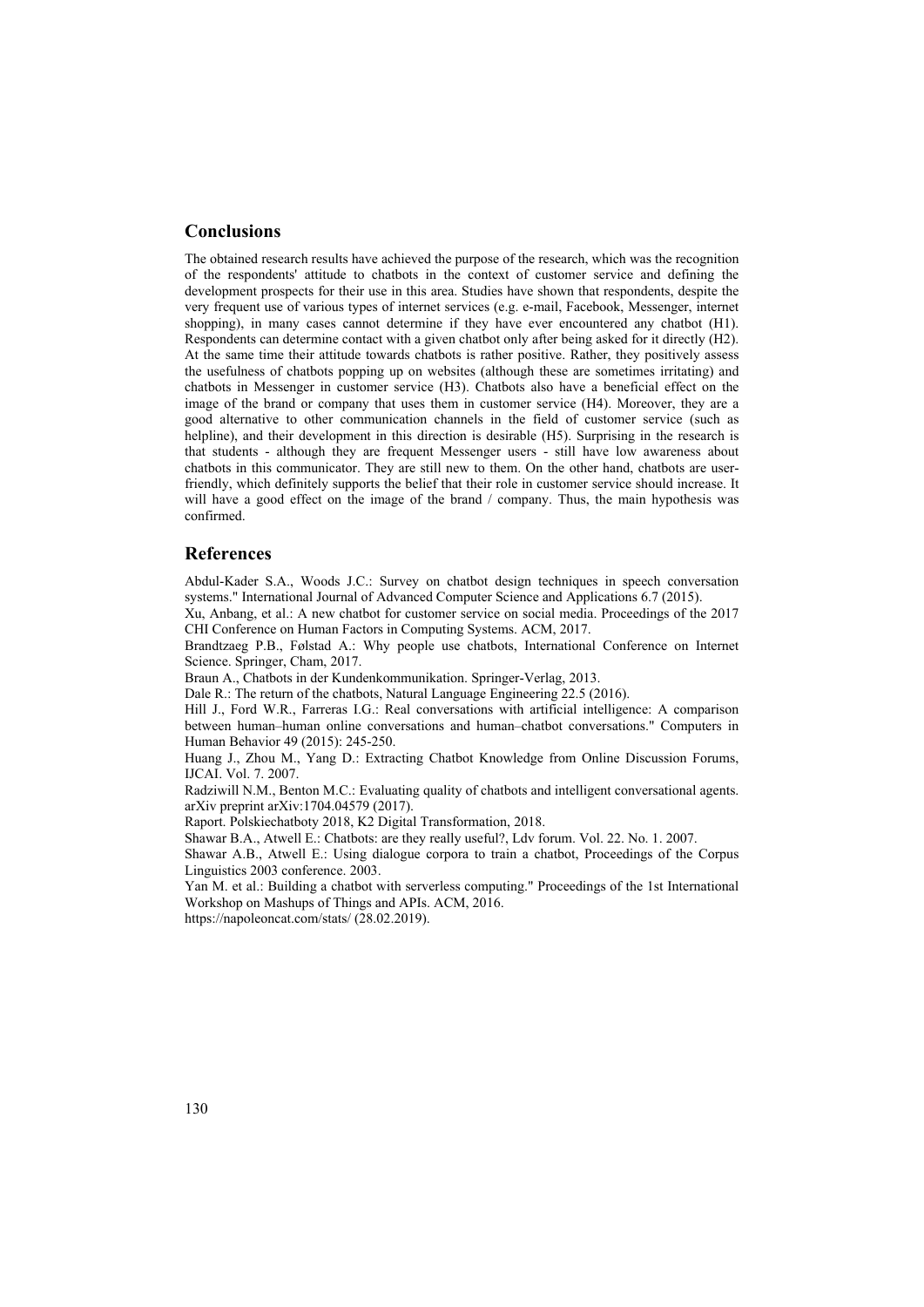## Conclusions

The obtained research results have achieved the purpose of the research, which was the recognition of the respondents' attitude to chatbots in the context of customer service and defining the development prospects for their use in this area. Studies have shown that respondents, despite the very frequent use of various types of internet services (e.g. e-mail, Facebook, Messenger, internet shopping), in many cases cannot determine if they have ever encountered any chatbot (H1). Respondents can determine contact with a given chatbot only after being asked for it directly (H2). At the same time their attitude towards chatbots is rather positive. Rather, they positively assess the usefulness of chatbots popping up on websites (although these are sometimes irritating) and chatbots in Messenger in customer service (H3). Chatbots also have a beneficial effect on the image of the brand or company that uses them in customer service (H4). Moreover, they are a good alternative to other communication channels in the field of customer service (such as helpline), and their development in this direction is desirable (H5). Surprising in the research is that students - although they are frequent Messenger users - still have low awareness about chatbots in this communicator. They are still new to them. On the other hand, chatbots are user-friendly, which definitely supports the belief that their role in customer service should increase. It will have a good effect on the image of the brand / company. Thus, the main hypothesis was confirmed.

## References

Abdul-Kader S.A., Woods J.C.: Survey on chatbot design techniques in speech conversation systems." International Journal of Advanced Computer Science and Applications 6.7 (2015).

Xu, Anbang, et al.: A new chatbot for customer service on social media. Proceedings of the 2017 CHI Conference on Human Factors in Computing Systems. ACM, 2017.

Brandtzaeg P.B., Følstad A.: Why people use chatbots, International Conference on Internet Science. Springer, Cham, 2017.

Braun A., Chatbots in der Kundenkommunikation. Springer-Verlag, 2013.

Dale R.: The return of the chatbots, Natural Language Engineering 22.5 (2016).

Hill J., Ford W.R., Farreras I.G.: Real conversations with artificial intelligence: A comparison between human–human online conversations and human–chatbot conversations." Computers in Human Behavior 49 (2015): 245-250.

Huang J., Zhou M., Yang D.: Extracting Chatbot Knowledge from Online Discussion Forums, IJCAI. Vol. 7. 2007.

Radziwill N.M., Benton M.C.: Evaluating quality of chatbots and intelligent conversational agents. arXiv preprint arXiv:1704.04579 (2017).

Raport. Polskiechatboty 2018, K2 Digital Transformation, 2018.

Shawar B.A., Atwell E.: Chatbots: are they really useful?, Ldv forum. Vol. 22. No. 1. 2007.

Shawar A.B., Atwell E.: Using dialogue corpora to train a chatbot, Proceedings of the Corpus Linguistics 2003 conference. 2003.

Yan M. et al.: Building a chatbot with serverless computing." Proceedings of the 1st International Workshop on Mashups of Things and APIs. ACM, 2016.

https://napoleoncat.com/stats/ (28.02.2019).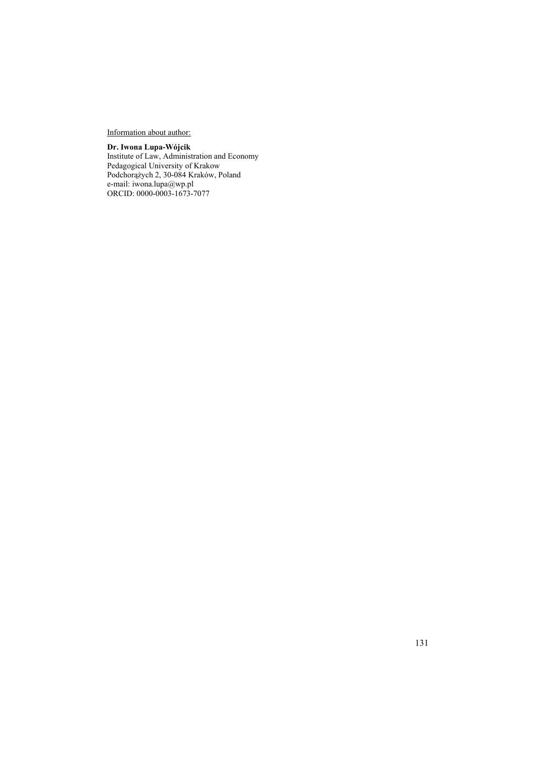Information about author:

**Dr. Iwona Lupa-Wójcik**
Institute of Law, Administration and Economy
Pedagogical University of Krakow
Podchorążych 2, 30-084 Kraków, Poland
e-mail: iwona.lupa@wp.pl
ORCID: 0000-0003-1673-7077